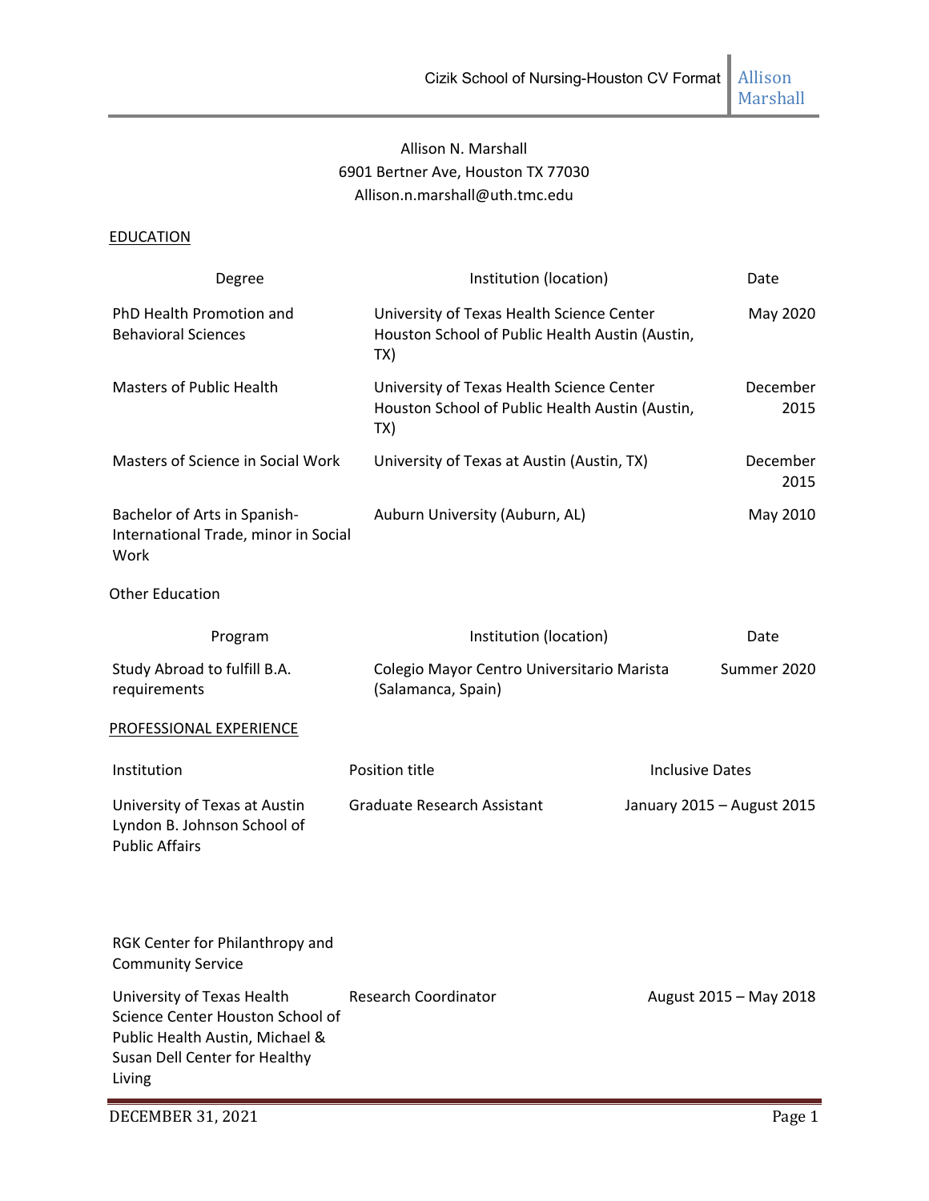Allison N. Marshall
6901 Bertner Ave, Houston TX 77030
Allison.n.marshall@uth.tmc.edu

## EDUCATION

| Degree | Institution (location) | Date |
| --- | --- | --- |
| PhD Health Promotion and Behavioral Sciences | University of Texas Health Science Center Houston School of Public Health Austin (Austin, TX) | May 2020 |
| Masters of Public Health | University of Texas Health Science Center Houston School of Public Health Austin (Austin, TX) | December 2015 |
| Masters of Science in Social Work | University of Texas at Austin (Austin, TX) | December 2015 |
| Bachelor of Arts in Spanish-International Trade, minor in Social Work | Auburn University (Auburn, AL) | May 2010 |

Other Education

| Program | Institution (location) | Date |
| --- | --- | --- |
| Study Abroad to fulfill B.A. requirements | Colegio Mayor Centro Universitario Marista (Salamanca, Spain) | Summer 2020 |

## PROFESSIONAL EXPERIENCE

| Institution | Position title | Inclusive Dates |
| --- | --- | --- |
| University of Texas at Austin Lyndon B. Johnson School of Public Affairs RGK Center for Philanthropy and Community Service | Graduate Research Assistant | January 2015 – August 2015 |
| University of Texas Health Science Center Houston School of Public Health Austin, Michael & Susan Dell Center for Healthy Living | Research Coordinator | August 2015 – May 2018 |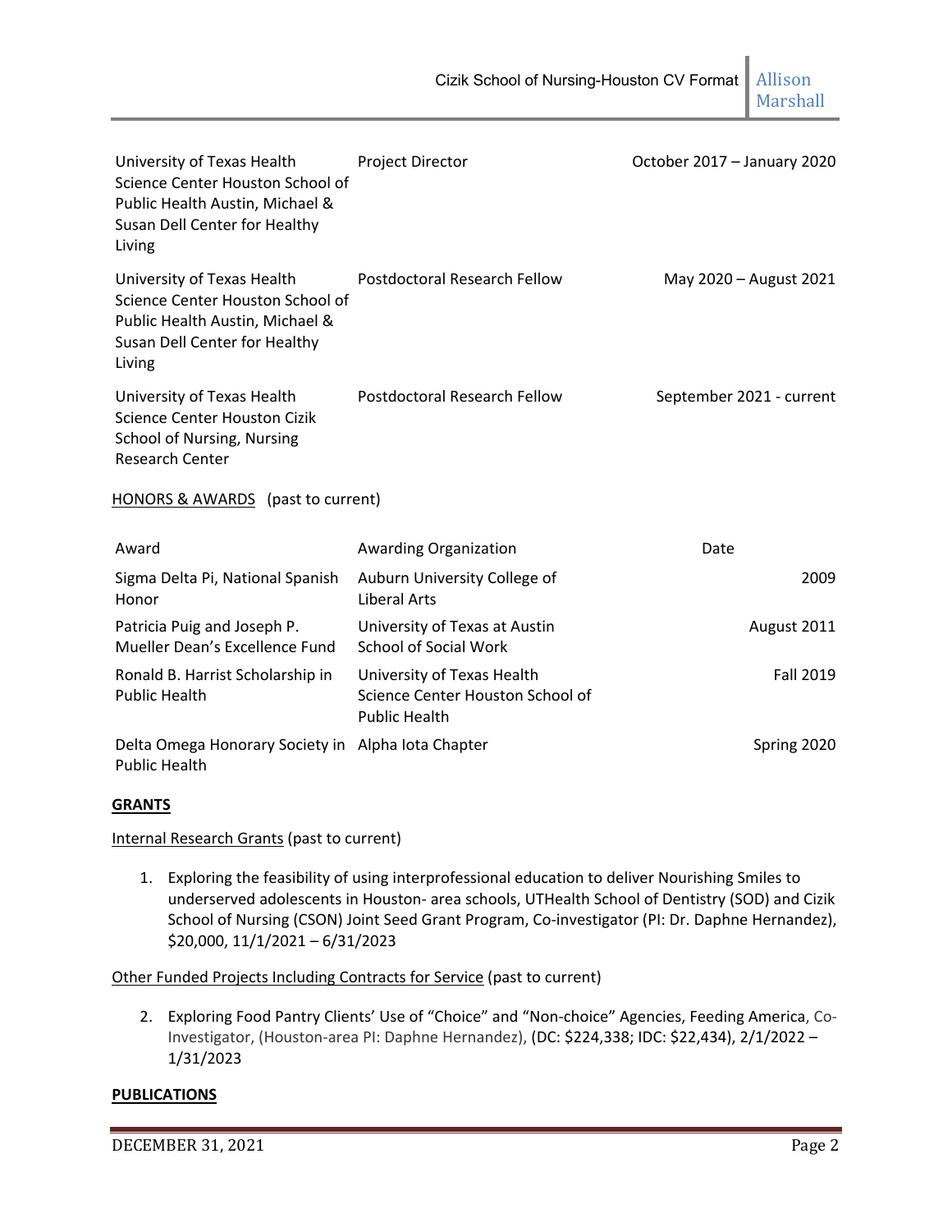| | | |
|---|---|---|
| University of Texas Health Science Center Houston School of Public Health Austin, Michael & Susan Dell Center for Healthy Living | Project Director | October 2017 – January 2020 |
| University of Texas Health Science Center Houston School of Public Health Austin, Michael & Susan Dell Center for Healthy Living | Postdoctoral Research Fellow | May 2020 – August 2021 |
| University of Texas Health Science Center Houston Cizik School of Nursing, Nursing Research Center | Postdoctoral Research Fellow | September 2021 - current |

HONORS & AWARDS (past to current)

| Award | Awarding Organization | Date |
|---|---|---|
| Sigma Delta Pi, National Spanish Honor | Auburn University College of Liberal Arts | 2009 |
| Patricia Puig and Joseph P. Mueller Dean's Excellence Fund | University of Texas at Austin School of Social Work | August 2011 |
| Ronald B. Harrist Scholarship in Public Health | University of Texas Health Science Center Houston School of Public Health | Fall 2019 |
| Delta Omega Honorary Society in Public Health | Alpha Iota Chapter | Spring 2020 |

**GRANTS**

Internal Research Grants (past to current)

1. Exploring the feasibility of using interprofessional education to deliver Nourishing Smiles to underserved adolescents in Houston- area schools, UTHealth School of Dentistry (SOD) and Cizik School of Nursing (CSON) Joint Seed Grant Program, Co-investigator (PI: Dr. Daphne Hernandez), $20,000, 11/1/2021 – 6/31/2023

Other Funded Projects Including Contracts for Service (past to current)

2. Exploring Food Pantry Clients' Use of "Choice" and "Non-choice" Agencies, Feeding America, Co-Investigator, (Houston-area PI: Daphne Hernandez), (DC: $224,338; IDC: $22,434), 2/1/2022 – 1/31/2023

**PUBLICATIONS**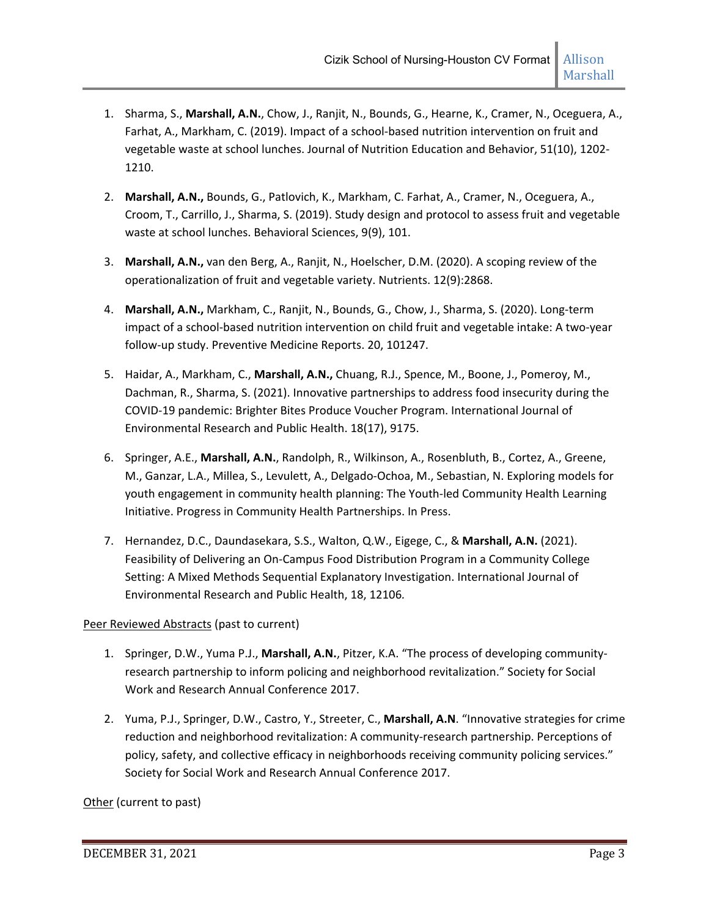1. Sharma, S., **Marshall, A.N.**, Chow, J., Ranjit, N., Bounds, G., Hearne, K., Cramer, N., Oceguera, A., Farhat, A., Markham, C. (2019). Impact of a school-based nutrition intervention on fruit and vegetable waste at school lunches. Journal of Nutrition Education and Behavior, 51(10), 1202-1210.

2. **Marshall, A.N.,** Bounds, G., Patlovich, K., Markham, C. Farhat, A., Cramer, N., Oceguera, A., Croom, T., Carrillo, J., Sharma, S. (2019). Study design and protocol to assess fruit and vegetable waste at school lunches. Behavioral Sciences, 9(9), 101.

3. **Marshall, A.N.,** van den Berg, A., Ranjit, N., Hoelscher, D.M. (2020). A scoping review of the operationalization of fruit and vegetable variety. Nutrients. 12(9):2868.

4. **Marshall, A.N.,** Markham, C., Ranjit, N., Bounds, G., Chow, J., Sharma, S. (2020). Long-term impact of a school-based nutrition intervention on child fruit and vegetable intake: A two-year follow-up study. Preventive Medicine Reports. 20, 101247.

5. Haidar, A., Markham, C., **Marshall, A.N.,** Chuang, R.J., Spence, M., Boone, J., Pomeroy, M., Dachman, R., Sharma, S. (2021). Innovative partnerships to address food insecurity during the COVID-19 pandemic: Brighter Bites Produce Voucher Program. International Journal of Environmental Research and Public Health. 18(17), 9175.

6. Springer, A.E., **Marshall, A.N.**, Randolph, R., Wilkinson, A., Rosenbluth, B., Cortez, A., Greene, M., Ganzar, L.A., Millea, S., Levulett, A., Delgado-Ochoa, M., Sebastian, N. Exploring models for youth engagement in community health planning: The Youth-led Community Health Learning Initiative. Progress in Community Health Partnerships. In Press.

7. Hernandez, D.C., Daundasekara, S.S., Walton, Q.W., Eigege, C., & **Marshall, A.N.** (2021). Feasibility of Delivering an On-Campus Food Distribution Program in a Community College Setting: A Mixed Methods Sequential Explanatory Investigation. International Journal of Environmental Research and Public Health, 18, 12106*.*

Peer Reviewed Abstracts (past to current)

1. Springer, D.W., Yuma P.J., **Marshall, A.N.**, Pitzer, K.A. "The process of developing community-research partnership to inform policing and neighborhood revitalization." Society for Social Work and Research Annual Conference 2017.

2. Yuma, P.J., Springer, D.W., Castro, Y., Streeter, C., **Marshall, A.N**. "Innovative strategies for crime reduction and neighborhood revitalization: A community-research partnership. Perceptions of policy, safety, and collective efficacy in neighborhoods receiving community policing services." Society for Social Work and Research Annual Conference 2017.

Other (current to past)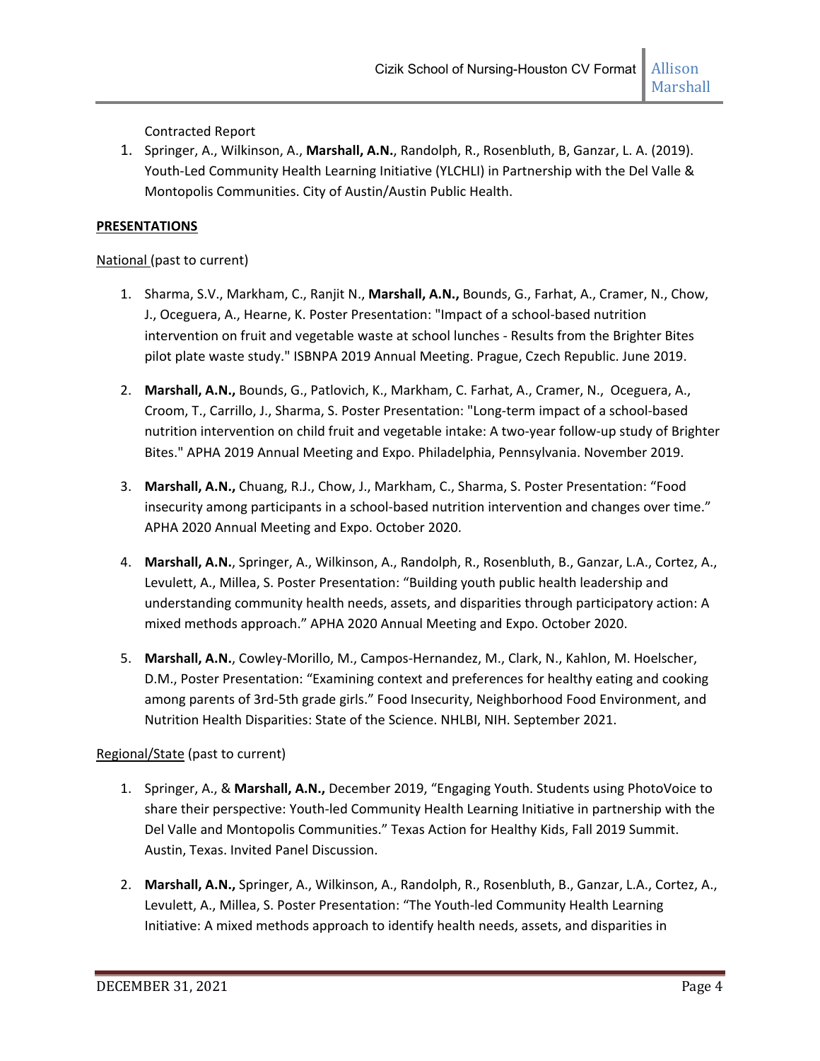Contracted Report

1. Springer, A., Wilkinson, A., **Marshall, A.N.**, Randolph, R., Rosenbluth, B, Ganzar, L. A. (2019). Youth-Led Community Health Learning Initiative (YLCHLI) in Partnership with the Del Valle & Montopolis Communities. City of Austin/Austin Public Health.

**PRESENTATIONS**

National (past to current)

1. Sharma, S.V., Markham, C., Ranjit N., **Marshall, A.N.,** Bounds, G., Farhat, A., Cramer, N., Chow, J., Oceguera, A., Hearne, K. Poster Presentation: "Impact of a school-based nutrition intervention on fruit and vegetable waste at school lunches - Results from the Brighter Bites pilot plate waste study." ISBNPA 2019 Annual Meeting. Prague, Czech Republic. June 2019.

2. **Marshall, A.N.,** Bounds, G., Patlovich, K., Markham, C. Farhat, A., Cramer, N., Oceguera, A., Croom, T., Carrillo, J., Sharma, S. Poster Presentation: "Long-term impact of a school-based nutrition intervention on child fruit and vegetable intake: A two-year follow-up study of Brighter Bites." APHA 2019 Annual Meeting and Expo. Philadelphia, Pennsylvania. November 2019.

3. **Marshall, A.N.,** Chuang, R.J., Chow, J., Markham, C., Sharma, S. Poster Presentation: "Food insecurity among participants in a school-based nutrition intervention and changes over time." APHA 2020 Annual Meeting and Expo. October 2020.

4. **Marshall, A.N.**, Springer, A., Wilkinson, A., Randolph, R., Rosenbluth, B., Ganzar, L.A., Cortez, A., Levulett, A., Millea, S. Poster Presentation: "Building youth public health leadership and understanding community health needs, assets, and disparities through participatory action: A mixed methods approach." APHA 2020 Annual Meeting and Expo. October 2020.

5. **Marshall, A.N.**, Cowley-Morillo, M., Campos-Hernandez, M., Clark, N., Kahlon, M. Hoelscher, D.M., Poster Presentation: "Examining context and preferences for healthy eating and cooking among parents of 3rd-5th grade girls." Food Insecurity, Neighborhood Food Environment, and Nutrition Health Disparities: State of the Science. NHLBI, NIH. September 2021.

Regional/State (past to current)

1. Springer, A., & **Marshall, A.N.,** December 2019, "Engaging Youth. Students using PhotoVoice to share their perspective: Youth-led Community Health Learning Initiative in partnership with the Del Valle and Montopolis Communities." Texas Action for Healthy Kids, Fall 2019 Summit. Austin, Texas. Invited Panel Discussion.

2. **Marshall, A.N.,** Springer, A., Wilkinson, A., Randolph, R., Rosenbluth, B., Ganzar, L.A., Cortez, A., Levulett, A., Millea, S. Poster Presentation: "The Youth-led Community Health Learning Initiative: A mixed methods approach to identify health needs, assets, and disparities in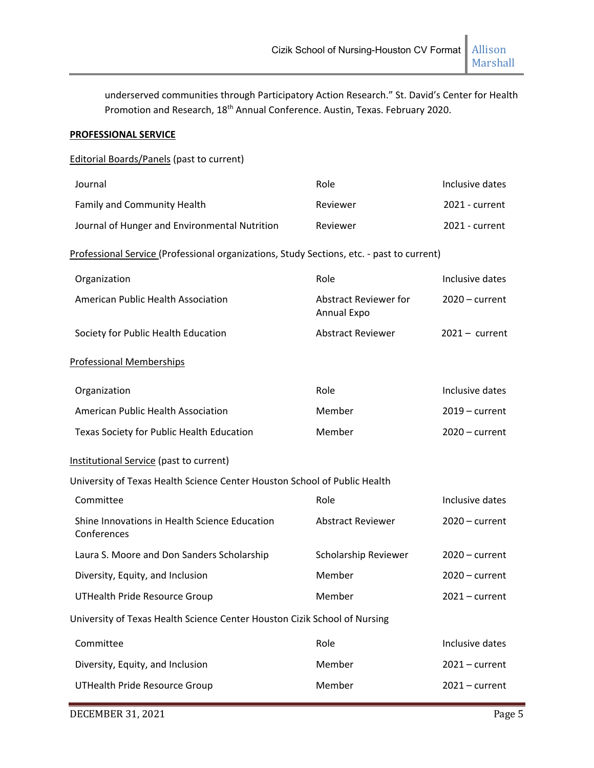underserved communities through Participatory Action Research." St. David's Center for Health Promotion and Research, 18th Annual Conference. Austin, Texas. February 2020.

**PROFESSIONAL SERVICE**

Editorial Boards/Panels (past to current)

| Journal | Role | Inclusive dates |
|---|---|---|
| Family and Community Health | Reviewer | 2021 - current |
| Journal of Hunger and Environmental Nutrition | Reviewer | 2021 - current |

Professional Service (Professional organizations, Study Sections, etc. - past to current)

| Organization | Role | Inclusive dates |
|---|---|---|
| American Public Health Association | Abstract Reviewer for Annual Expo | 2020 – current |
| Society for Public Health Education | Abstract Reviewer | 2021 – current |

Professional Memberships

| Organization | Role | Inclusive dates |
|---|---|---|
| American Public Health Association | Member | 2019 – current |
| Texas Society for Public Health Education | Member | 2020 – current |

Institutional Service (past to current)

University of Texas Health Science Center Houston School of Public Health

| Committee | Role | Inclusive dates |
|---|---|---|
| Shine Innovations in Health Science Education Conferences | Abstract Reviewer | 2020 – current |
| Laura S. Moore and Don Sanders Scholarship | Scholarship Reviewer | 2020 – current |
| Diversity, Equity, and Inclusion | Member | 2020 – current |
| UTHealth Pride Resource Group | Member | 2021 – current |

University of Texas Health Science Center Houston Cizik School of Nursing

| Committee | Role | Inclusive dates |
|---|---|---|
| Diversity, Equity, and Inclusion | Member | 2021 – current |
| UTHealth Pride Resource Group | Member | 2021 – current |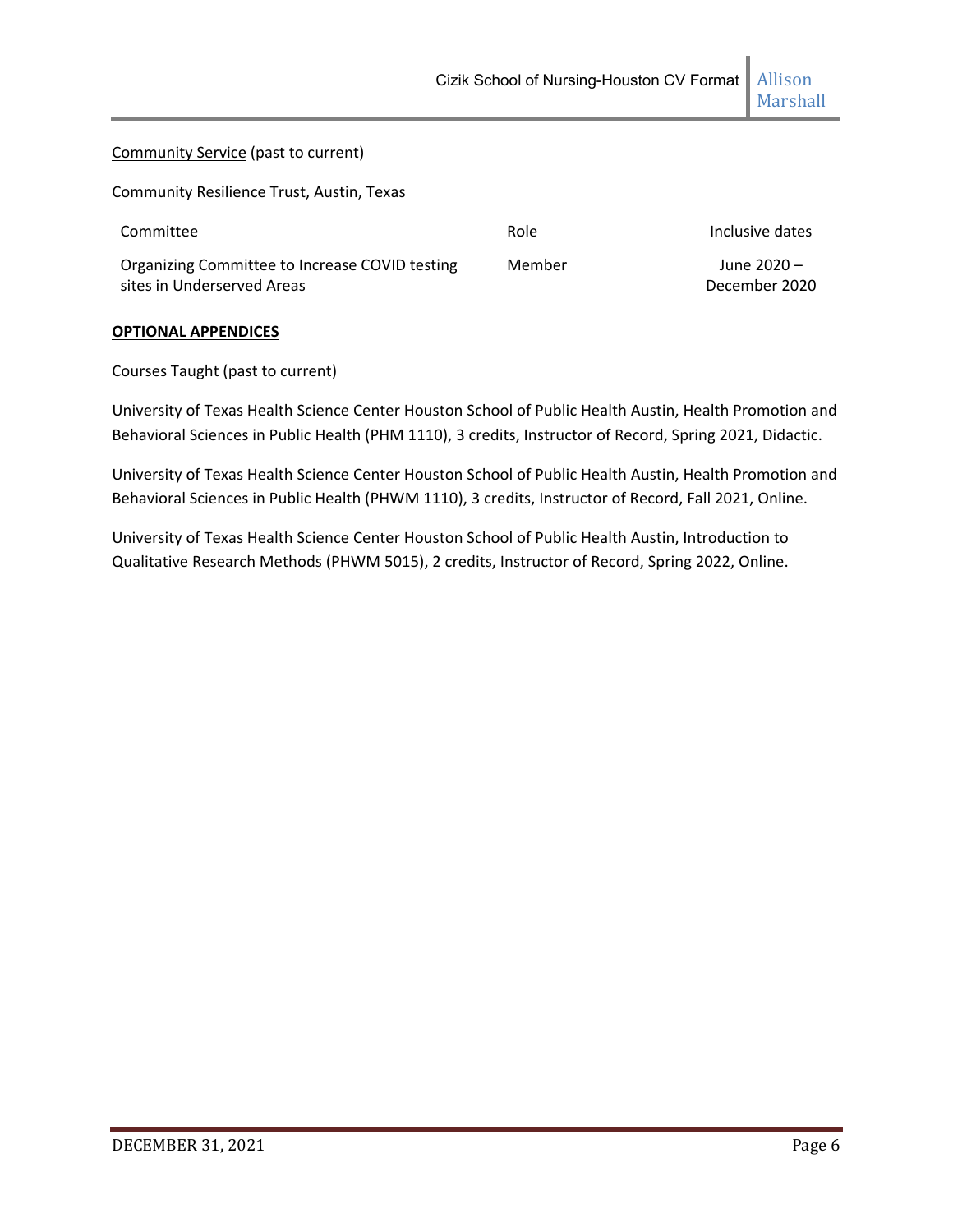Community Service (past to current)

Community Resilience Trust, Austin, Texas

| Committee | Role | Inclusive dates |
| --- | --- | --- |
| Organizing Committee to Increase COVID testing sites in Underserved Areas | Member | June 2020 – December 2020 |

**OPTIONAL APPENDICES**

Courses Taught (past to current)

University of Texas Health Science Center Houston School of Public Health Austin, Health Promotion and Behavioral Sciences in Public Health (PHM 1110), 3 credits, Instructor of Record, Spring 2021, Didactic.

University of Texas Health Science Center Houston School of Public Health Austin, Health Promotion and Behavioral Sciences in Public Health (PHWM 1110), 3 credits, Instructor of Record, Fall 2021, Online.

University of Texas Health Science Center Houston School of Public Health Austin, Introduction to Qualitative Research Methods (PHWM 5015), 2 credits, Instructor of Record, Spring 2022, Online.